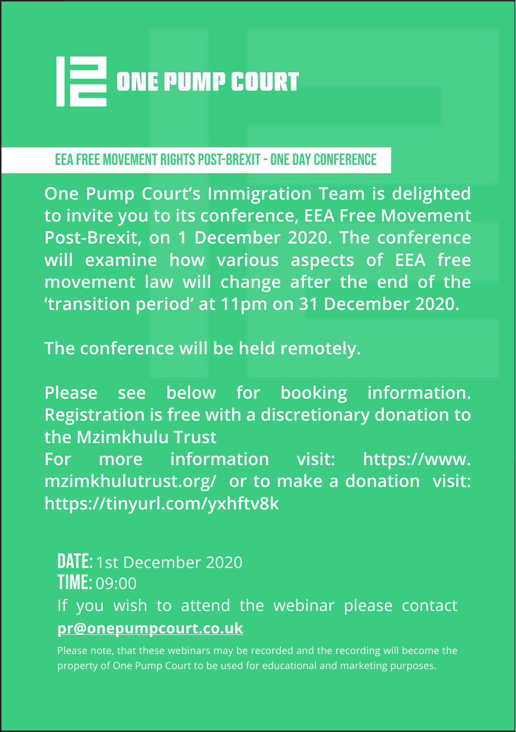# ONE PUMP COURT

## EEA FREE MOVEMENT RIGHTS POST-BREXIT - ONE DAY CONFERENCE

**One Pump Court's Immigration Team is delighted to invite you to its conference, EEA Free Movement Post-Brexit, on 1 December 2020. The conference will examine how various aspects of EEA free movement law will change after the end of the 'transition period' at 11pm on 31 December 2020.**

**The conference will be held remotely.**

**Please see below for booking information. Registration is free with a discretionary donation to the Mzimkhulu Trust**
**For more information visit: https://www.mzimkhulutrust.org/ or to make a donation visit: https://tinyurl.com/yxhftv8k**

**DATE:** 1st December 2020
**TIME:** 09:00
If you wish to attend the webinar please contact **pr@onepumpcourt.co.uk**

Please note, that these webinars may be recorded and the recording will become the property of One Pump Court to be used for educational and marketing purposes.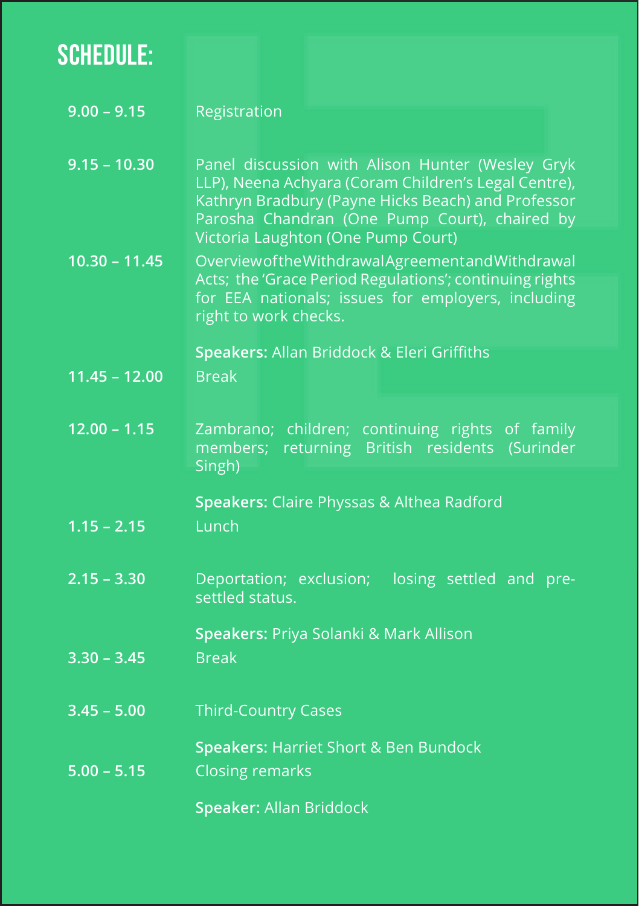# SCHEDULE:

| | |
|---|---|
| **9.00 – 9.15** | Registration |
| **9.15 – 10.30** | Panel discussion with Alison Hunter (Wesley Gryk LLP), Neena Achyara (Coram Children's Legal Centre), Kathryn Bradbury (Payne Hicks Beach) and Professor Parosha Chandran (One Pump Court), chaired by Victoria Laughton (One Pump Court) |
| **10.30 – 11.45** | Overview of the Withdrawal Agreement and Withdrawal Acts; the 'Grace Period Regulations'; continuing rights for EEA nationals; issues for employers, including right to work checks.<br><br>**Speakers:** Allan Briddock & Eleri Griffiths |
| **11.45 – 12.00** | Break |
| **12.00 – 1.15** | Zambrano; children; continuing rights of family members; returning British residents (Surinder Singh)<br><br>**Speakers:** Claire Physsas & Althea Radford |
| **1.15 – 2.15** | Lunch |
| **2.15 – 3.30** | Deportation; exclusion; losing settled and pre-settled status.<br><br>**Speakers:** Priya Solanki & Mark Allison |
| **3.30 – 3.45** | Break |
| **3.45 – 5.00** | Third-Country Cases<br><br>**Speakers:** Harriet Short & Ben Bundock |
| **5.00 – 5.15** | Closing remarks<br><br>**Speaker:** Allan Briddock |